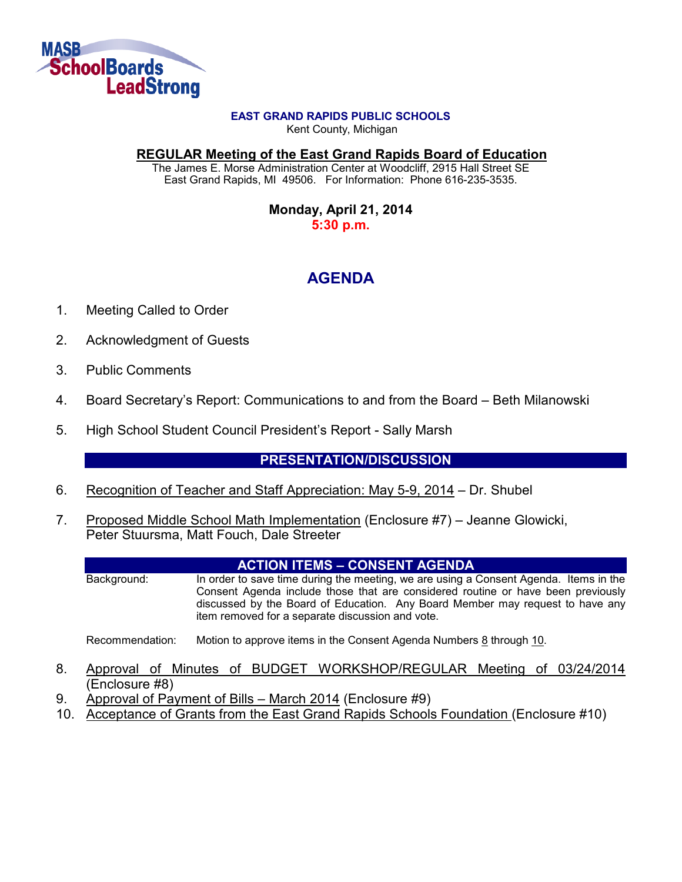MASB SchoolBoards LeadStrong

**EAST GRAND RAPIDS PUBLIC SCHOOLS**
Kent County, Michigan

**REGULAR Meeting of the East Grand Rapids Board of Education**
The James E. Morse Administration Center at Woodcliff, 2915 Hall Street SE
East Grand Rapids, MI 49506. For Information: Phone 616-235-3535.

**Monday, April 21, 2014**
**5:30 p.m.**

# AGENDA

1. Meeting Called to Order
2. Acknowledgment of Guests
3. Public Comments
4. Board Secretary's Report: Communications to and from the Board – Beth Milanowski
5. High School Student Council President's Report - Sally Marsh

## PRESENTATION/DISCUSSION

6. Recognition of Teacher and Staff Appreciation: May 5-9, 2014 – Dr. Shubel
7. Proposed Middle School Math Implementation (Enclosure #7) – Jeanne Glowicki, Peter Stuursma, Matt Fouch, Dale Streeter

## ACTION ITEMS – CONSENT AGENDA

Background: In order to save time during the meeting, we are using a Consent Agenda. Items in the Consent Agenda include those that are considered routine or have been previously discussed by the Board of Education. Any Board Member may request to have any item removed for a separate discussion and vote.

Recommendation: Motion to approve items in the Consent Agenda Numbers 8 through 10.

8. Approval of Minutes of BUDGET WORKSHOP/REGULAR Meeting of 03/24/2014 (Enclosure #8)
9. Approval of Payment of Bills – March 2014 (Enclosure #9)
10. Acceptance of Grants from the East Grand Rapids Schools Foundation (Enclosure #10)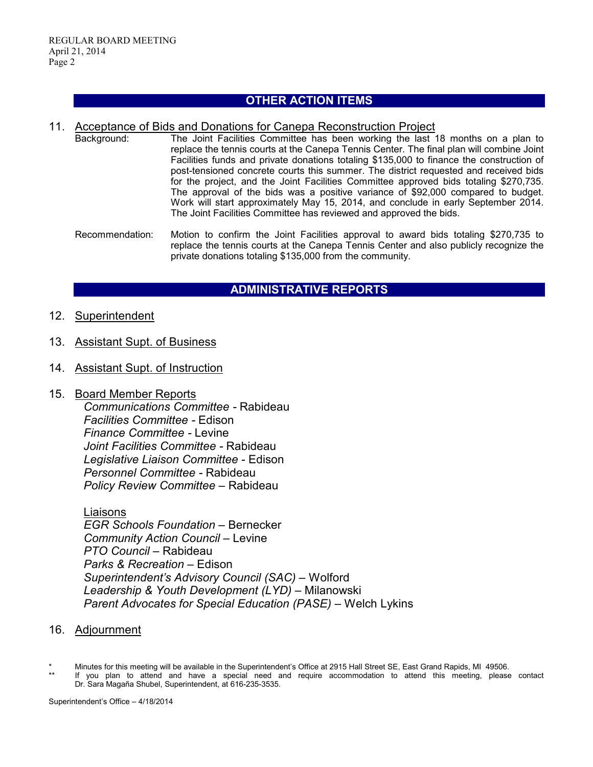## OTHER ACTION ITEMS

11. Acceptance of Bids and Donations for Canepa Reconstruction Project

Background: The Joint Facilities Committee has been working the last 18 months on a plan to replace the tennis courts at the Canepa Tennis Center. The final plan will combine Joint Facilities funds and private donations totaling $135,000 to finance the construction of post-tensioned concrete courts this summer. The district requested and received bids for the project, and the Joint Facilities Committee approved bids totaling $270,735. The approval of the bids was a positive variance of $92,000 compared to budget. Work will start approximately May 15, 2014, and conclude in early September 2014. The Joint Facilities Committee has reviewed and approved the bids.

Recommendation: Motion to confirm the Joint Facilities approval to award bids totaling $270,735 to replace the tennis courts at the Canepa Tennis Center and also publicly recognize the private donations totaling $135,000 from the community.

## ADMINISTRATIVE REPORTS

12. Superintendent

13. Assistant Supt. of Business

14. Assistant Supt. of Instruction

15. Board Member Reports

*Communications Committee* - Rabideau
*Facilities Committee* - Edison
*Finance Committee* - Levine
*Joint Facilities Committee* - Rabideau
*Legislative Liaison Committee* - Edison
*Personnel Committee* - Rabideau
*Policy Review Committee* – Rabideau

Liaisons
*EGR Schools Foundation* – Bernecker
*Community Action Council* – Levine
*PTO Council* – Rabideau
*Parks & Recreation* – Edison
*Superintendent's Advisory Council (SAC)* – Wolford
*Leadership & Youth Development (LYD)* – Milanowski
*Parent Advocates for Special Education (PASE)* – Welch Lykins

16. Adjournment

\* Minutes for this meeting will be available in the Superintendent's Office at 2915 Hall Street SE, East Grand Rapids, MI 49506.

\** If you plan to attend and have a special need and require accommodation to attend this meeting, please contact Dr. Sara Magaña Shubel, Superintendent, at 616-235-3535.

Superintendent's Office – 4/18/2014